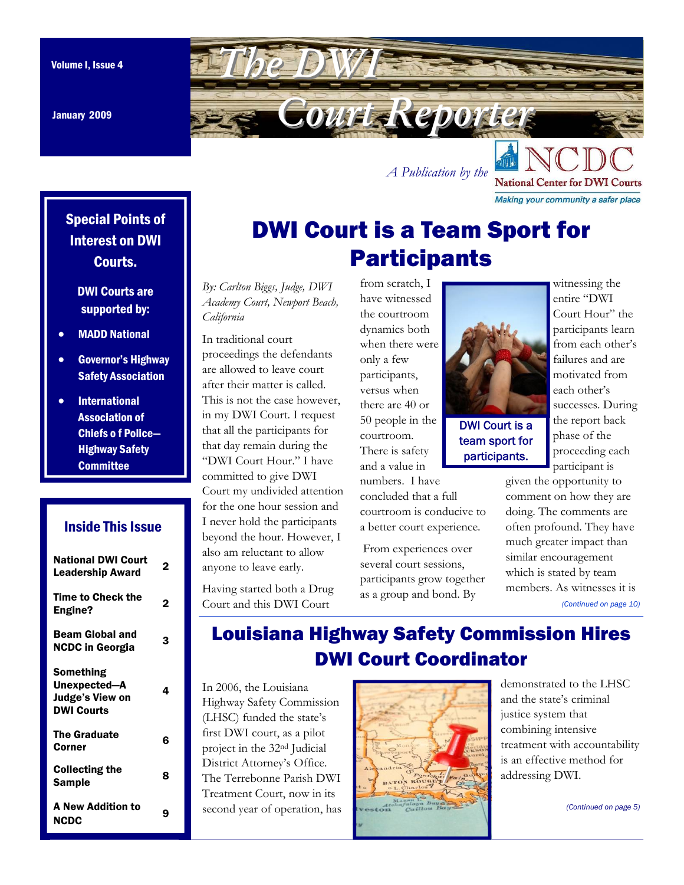Volume I, Issue 4

January 2009

# The DWI Court Reporter

*A Publication by the* NCDC National Center for DWI Courts

*Making your community a safer place*

**Special Points of Interest on DWI Courts.**

**DWI Courts are supported by:**

- **MADD National**
- **Governor's Highway Safety Association**
- **International Association of Chiefs o f Police—Highway Safety Committee**

**Inside This Issue**

| | |
|---|---|
| National DWI Court Leadership Award | 2 |
| Time to Check the Engine? | 2 |
| Beam Global and NCDC in Georgia | 3 |
| Something Unexpected—A Judge's View on DWI Courts | 4 |
| The Graduate Corner | 6 |
| Collecting the Sample | 8 |
| A New Addition to NCDC | 9 |

## DWI Court is a Team Sport for Participants

*By: Carlton Biggs, Judge, DWI Academy Court, Newport Beach, California*

In traditional court proceedings the defendants are allowed to leave court after their matter is called. This is not the case however, in my DWI Court. I request that all the participants for that day remain during the "DWI Court Hour." I have committed to give DWI Court my undivided attention for the one hour session and I never hold the participants beyond the hour. However, I also am reluctant to allow anyone to leave early.

Having started both a Drug Court and this DWI Court from scratch, I have witnessed the courtroom dynamics both when there were only a few participants, versus when there are 40 or 50 people in the courtroom. There is safety and a value in numbers. I have concluded that a full courtroom is conducive to a better court experience.

From experiences over several court sessions, participants grow together as a group and bond. By witnessing the entire "DWI Court Hour" the participants learn from each other's failures and are motivated from each other's successes. During the report back phase of the proceeding each participant is given the opportunity to comment on how they are doing. The comments are often profound. They have much greater impact than similar encouragement which is stated by team members. As witnesses it is

DWI Court is a team sport for participants.

*(Continued on page 10)*

## Louisiana Highway Safety Commission Hires DWI Court Coordinator

In 2006, the Louisiana Highway Safety Commission (LHSC) funded the state's first DWI court, as a pilot project in the 32nd Judicial District Attorney's Office. The Terrebonne Parish DWI Treatment Court, now in its second year of operation, has demonstrated to the LHSC and the state's criminal justice system that combining intensive treatment with accountability is an effective method for addressing DWI.

*(Continued on page 5)*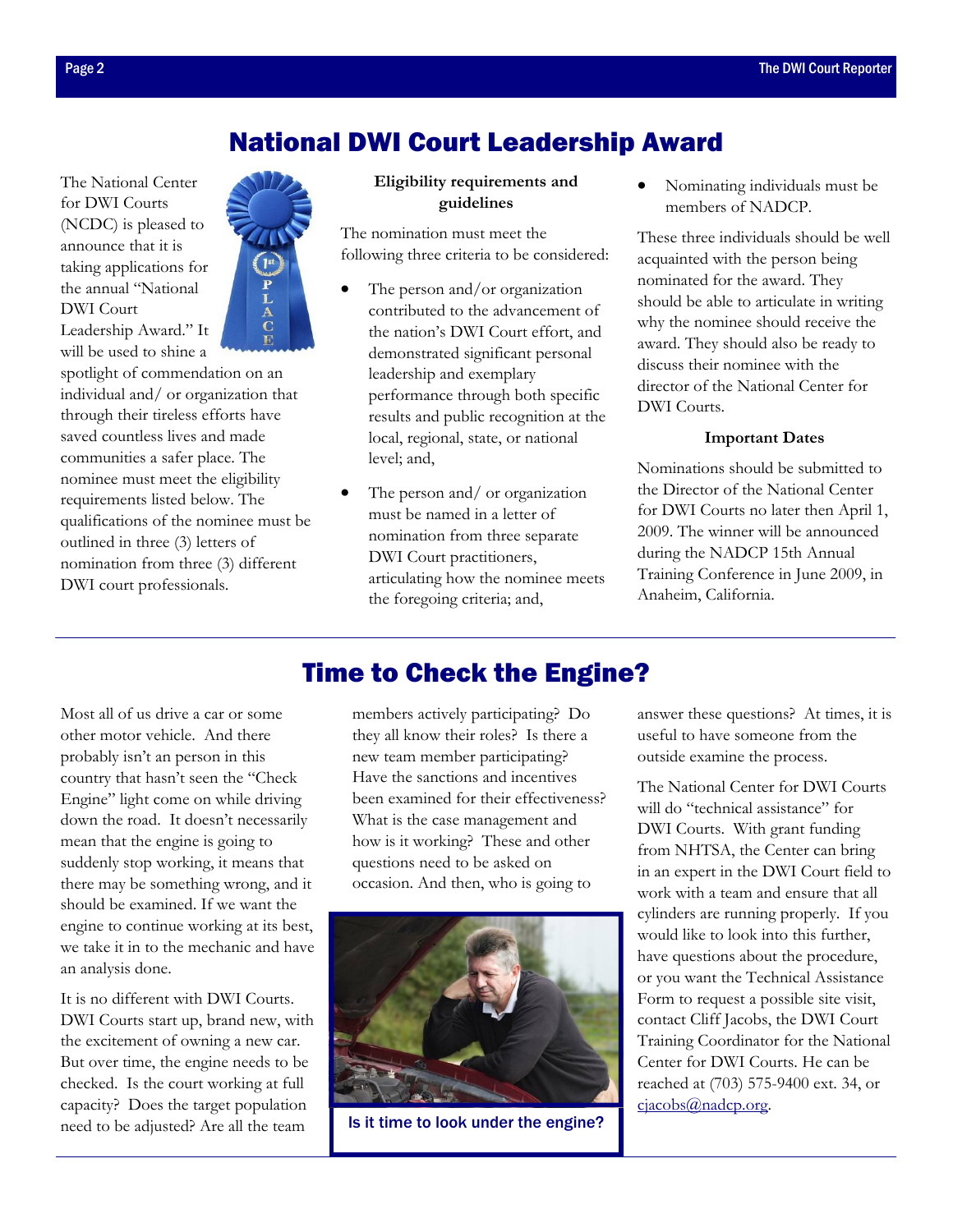## National DWI Court Leadership Award

The National Center for DWI Courts (NCDC) is pleased to announce that it is taking applications for the annual "National DWI Court Leadership Award." It will be used to shine a spotlight of commendation on an individual and/ or organization that through their tireless efforts have saved countless lives and made communities a safer place. The nominee must meet the eligibility requirements listed below. The qualifications of the nominee must be outlined in three (3) letters of nomination from three (3) different DWI court professionals.

**Eligibility requirements and guidelines**

The nomination must meet the following three criteria to be considered:

- The person and/or organization contributed to the advancement of the nation's DWI Court effort, and demonstrated significant personal leadership and exemplary performance through both specific results and public recognition at the local, regional, state, or national level; and,
- The person and/ or organization must be named in a letter of nomination from three separate DWI Court practitioners, articulating how the nominee meets the foregoing criteria; and,
- Nominating individuals must be members of NADCP.

These three individuals should be well acquainted with the person being nominated for the award. They should be able to articulate in writing why the nominee should receive the award. They should also be ready to discuss their nominee with the director of the National Center for DWI Courts.

**Important Dates**

Nominations should be submitted to the Director of the National Center for DWI Courts no later then April 1, 2009. The winner will be announced during the NADCP 15th Annual Training Conference in June 2009, in Anaheim, California.

## Time to Check the Engine?

Most all of us drive a car or some other motor vehicle. And there probably isn't an person in this country that hasn't seen the "Check Engine" light come on while driving down the road. It doesn't necessarily mean that the engine is going to suddenly stop working, it means that there may be something wrong, and it should be examined. If we want the engine to continue working at its best, we take it in to the mechanic and have an analysis done.

It is no different with DWI Courts. DWI Courts start up, brand new, with the excitement of owning a new car. But over time, the engine needs to be checked. Is the court working at full capacity? Does the target population need to be adjusted? Are all the team members actively participating? Do they all know their roles? Is there a new team member participating? Have the sanctions and incentives been examined for their effectiveness? What is the case management and how is it working? These and other questions need to be asked on occasion. And then, who is going to answer these questions? At times, it is useful to have someone from the outside examine the process.

Is it time to look under the engine?

The National Center for DWI Courts will do "technical assistance" for DWI Courts. With grant funding from NHTSA, the Center can bring in an expert in the DWI Court field to work with a team and ensure that all cylinders are running properly. If you would like to look into this further, have questions about the procedure, or you want the Technical Assistance Form to request a possible site visit, contact Cliff Jacobs, the DWI Court Training Coordinator for the National Center for DWI Courts. He can be reached at (703) 575-9400 ext. 34, or cjacobs@nadcp.org.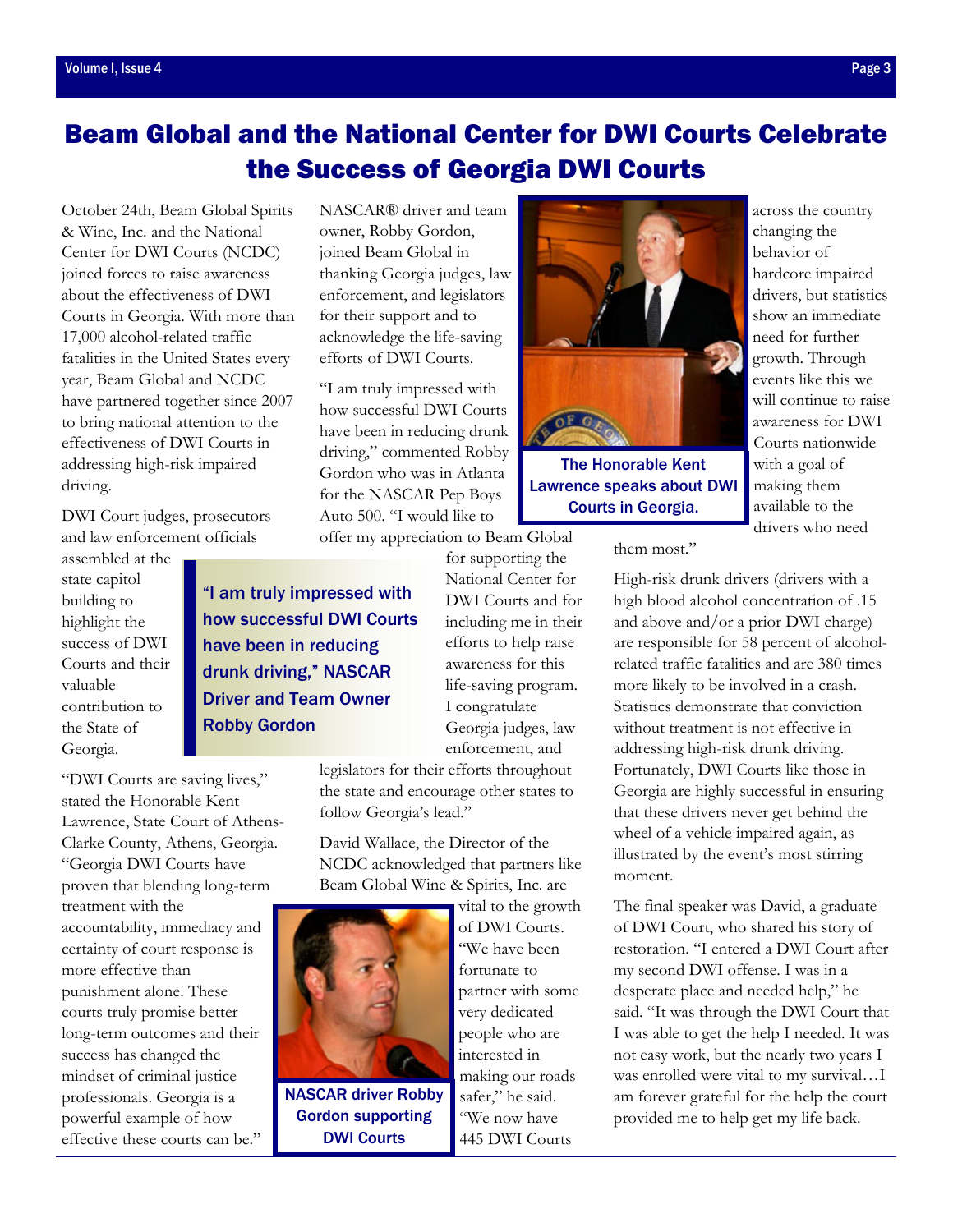# Beam Global and the National Center for DWI Courts Celebrate the Success of Georgia DWI Courts

October 24th, Beam Global Spirits & Wine, Inc. and the National Center for DWI Courts (NCDC) joined forces to raise awareness about the effectiveness of DWI Courts in Georgia. With more than 17,000 alcohol-related traffic fatalities in the United States every year, Beam Global and NCDC have partnered together since 2007 to bring national attention to the effectiveness of DWI Courts in addressing high-risk impaired driving.

DWI Court judges, prosecutors and law enforcement officials assembled at the state capitol building to highlight the success of DWI Courts and their valuable contribution to the State of Georgia.

"DWI Courts are saving lives," stated the Honorable Kent Lawrence, State Court of Athens-Clarke County, Athens, Georgia. "Georgia DWI Courts have proven that blending long-term treatment with the accountability, immediacy and certainty of court response is more effective than punishment alone. These courts truly promise better long-term outcomes and their success has changed the mindset of criminal justice professionals. Georgia is a powerful example of how effective these courts can be."

NASCAR® driver and team owner, Robby Gordon, joined Beam Global in thanking Georgia judges, law enforcement, and legislators for their support and to acknowledge the life-saving efforts of DWI Courts.

"I am truly impressed with how successful DWI Courts have been in reducing drunk driving," commented Robby Gordon who was in Atlanta for the NASCAR Pep Boys Auto 500. "I would like to offer my appreciation to Beam Global for supporting the National Center for DWI Courts and for including me in their efforts to help raise awareness for this life-saving program. I congratulate Georgia judges, law enforcement, and legislators for their efforts throughout the state and encourage other states to follow Georgia's lead."

> **"I am truly impressed with how successful DWI Courts have been in reducing drunk driving," NASCAR Driver and Team Owner Robby Gordon**

David Wallace, the Director of the NCDC acknowledged that partners like Beam Global Wine & Spirits, Inc. are vital to the growth of DWI Courts. "We have been fortunate to partner with some very dedicated people who are interested in making our roads safer," he said. "We now have 445 DWI Courts across the country changing the behavior of hardcore impaired drivers, but statistics show an immediate need for further growth. Through events like this we will continue to raise awareness for DWI Courts nationwide with a goal of making them available to the drivers who need them most."

**The Honorable Kent Lawrence speaks about DWI Courts in Georgia.**

**NASCAR driver Robby Gordon supporting DWI Courts**

High-risk drunk drivers (drivers with a high blood alcohol concentration of .15 and above and/or a prior DWI charge) are responsible for 58 percent of alcohol-related traffic fatalities and are 380 times more likely to be involved in a crash. Statistics demonstrate that conviction without treatment is not effective in addressing high-risk drunk driving. Fortunately, DWI Courts like those in Georgia are highly successful in ensuring that these drivers never get behind the wheel of a vehicle impaired again, as illustrated by the event's most stirring moment.

The final speaker was David, a graduate of DWI Court, who shared his story of restoration. "I entered a DWI Court after my second DWI offense. I was in a desperate place and needed help," he said. "It was through the DWI Court that I was able to get the help I needed. It was not easy work, but the nearly two years I was enrolled were vital to my survival…I am forever grateful for the help the court provided me to help get my life back.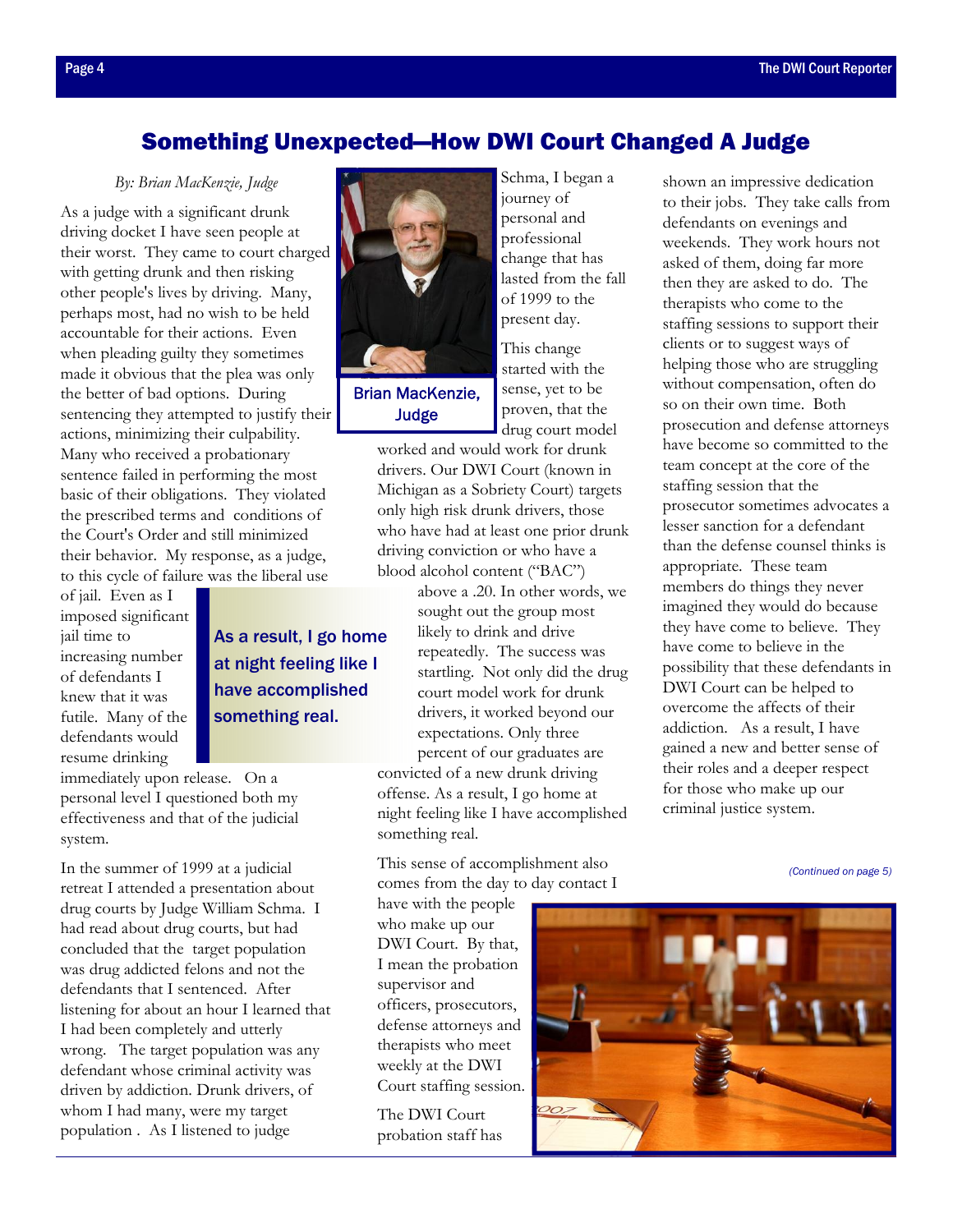# Something Unexpected—How DWI Court Changed A Judge

*By: Brian MacKenzie, Judge*

As a judge with a significant drunk driving docket I have seen people at their worst. They came to court charged with getting drunk and then risking other people's lives by driving. Many, perhaps most, had no wish to be held accountable for their actions. Even when pleading guilty they sometimes made it obvious that the plea was only the better of bad options. During sentencing they attempted to justify their actions, minimizing their culpability. Many who received a probationary sentence failed in performing the most basic of their obligations. They violated the prescribed terms and conditions of the Court's Order and still minimized their behavior. My response, as a judge, to this cycle of failure was the liberal use of jail. Even as I imposed significant jail time to increasing number of defendants I knew that it was futile. Many of the defendants would resume drinking immediately upon release. On a personal level I questioned both my effectiveness and that of the judicial system.

> **As a result, I go home at night feeling like I have accomplished something real.**

In the summer of 1999 at a judicial retreat I attended a presentation about drug courts by Judge William Schma. I had read about drug courts, but had concluded that the target population was drug addicted felons and not the defendants that I sentenced. After listening for about an hour I learned that I had been completely and utterly wrong. The target population was any defendant whose criminal activity was driven by addiction. Drunk drivers, of whom I had many, were my target population . As I listened to judge Schma, I began a journey of personal and professional change that has lasted from the fall of 1999 to the present day.

Brian MacKenzie, Judge

This change started with the sense, yet to be proven, that the drug court model worked and would work for drunk drivers. Our DWI Court (known in Michigan as a Sobriety Court) targets only high risk drunk drivers, those who have had at least one prior drunk driving conviction or who have a blood alcohol content ("BAC") above a .20. In other words, we sought out the group most likely to drink and drive repeatedly. The success was startling. Not only did the drug court model work for drunk drivers, it worked beyond our expectations. Only three percent of our graduates are convicted of a new drunk driving offense. As a result, I go home at night feeling like I have accomplished something real.

This sense of accomplishment also comes from the day to day contact I have with the people who make up our DWI Court. By that, I mean the probation supervisor and officers, prosecutors, defense attorneys and therapists who meet weekly at the DWI Court staffing session.

The DWI Court probation staff has shown an impressive dedication to their jobs. They take calls from defendants on evenings and weekends. They work hours not asked of them, doing far more then they are asked to do. The therapists who come to the staffing sessions to support their clients or to suggest ways of helping those who are struggling without compensation, often do so on their own time. Both prosecution and defense attorneys have become so committed to the team concept at the core of the staffing session that the prosecutor sometimes advocates a lesser sanction for a defendant than the defense counsel thinks is appropriate. These team members do things they never imagined they would do because they have come to believe. They have come to believe in the possibility that these defendants in DWI Court can be helped to overcome the affects of their addiction. As a result, I have gained a new and better sense of their roles and a deeper respect for those who make up our criminal justice system.

*(Continued on page 5)*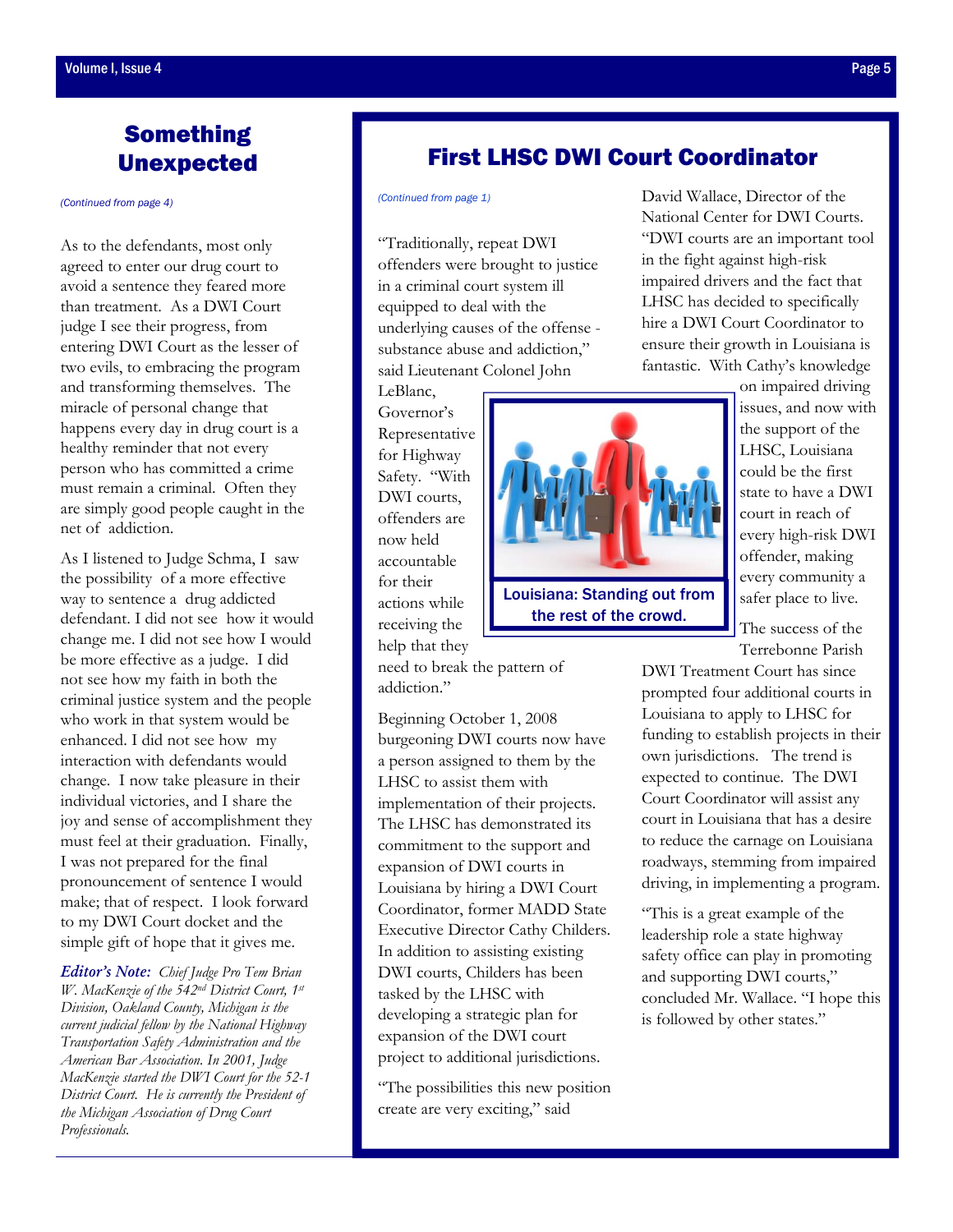## Something Unexpected

*(Continued from page 4)*

As to the defendants, most only agreed to enter our drug court to avoid a sentence they feared more than treatment. As a DWI Court judge I see their progress, from entering DWI Court as the lesser of two evils, to embracing the program and transforming themselves. The miracle of personal change that happens every day in drug court is a healthy reminder that not every person who has committed a crime must remain a criminal. Often they are simply good people caught in the net of addiction.

As I listened to Judge Schma, I saw the possibility of a more effective way to sentence a drug addicted defendant. I did not see how it would change me. I did not see how I would be more effective as a judge. I did not see how my faith in both the criminal justice system and the people who work in that system would be enhanced. I did not see how my interaction with defendants would change. I now take pleasure in their individual victories, and I share the joy and sense of accomplishment they must feel at their graduation. Finally, I was not prepared for the final pronouncement of sentence I would make; that of respect. I look forward to my DWI Court docket and the simple gift of hope that it gives me.

***Editor's Note:*** *Chief Judge Pro Tem Brian W. MacKenzie of the 542nd District Court, 1st Division, Oakland County, Michigan is the current judicial fellow by the National Highway Transportation Safety Administration and the American Bar Association. In 2001, Judge MacKenzie started the DWI Court for the 52-1 District Court. He is currently the President of the Michigan Association of Drug Court Professionals.*

## First LHSC DWI Court Coordinator

*(Continued from page 1)*

"Traditionally, repeat DWI offenders were brought to justice in a criminal court system ill equipped to deal with the underlying causes of the offense - substance abuse and addiction," said Lieutenant Colonel John LeBlanc, Governor's Representative for Highway Safety. "With DWI courts, offenders are now held accountable for their actions while receiving the help that they need to break the pattern of addiction."

Louisiana: Standing out from the rest of the crowd.

Beginning October 1, 2008 burgeoning DWI courts now have a person assigned to them by the LHSC to assist them with implementation of their projects. The LHSC has demonstrated its commitment to the support and expansion of DWI courts in Louisiana by hiring a DWI Court Coordinator, former MADD State Executive Director Cathy Childers. In addition to assisting existing DWI courts, Childers has been tasked by the LHSC with developing a strategic plan for expansion of the DWI court project to additional jurisdictions.

"The possibilities this new position create are very exciting," said David Wallace, Director of the National Center for DWI Courts. "DWI courts are an important tool in the fight against high-risk impaired drivers and the fact that LHSC has decided to specifically hire a DWI Court Coordinator to ensure their growth in Louisiana is fantastic. With Cathy's knowledge on impaired driving issues, and now with the support of the LHSC, Louisiana could be the first state to have a DWI court in reach of every high-risk DWI offender, making every community a safer place to live.

The success of the Terrebonne Parish DWI Treatment Court has since prompted four additional courts in Louisiana to apply to LHSC for funding to establish projects in their own jurisdictions. The trend is expected to continue. The DWI Court Coordinator will assist any court in Louisiana that has a desire to reduce the carnage on Louisiana roadways, stemming from impaired driving, in implementing a program.

"This is a great example of the leadership role a state highway safety office can play in promoting and supporting DWI courts," concluded Mr. Wallace. "I hope this is followed by other states."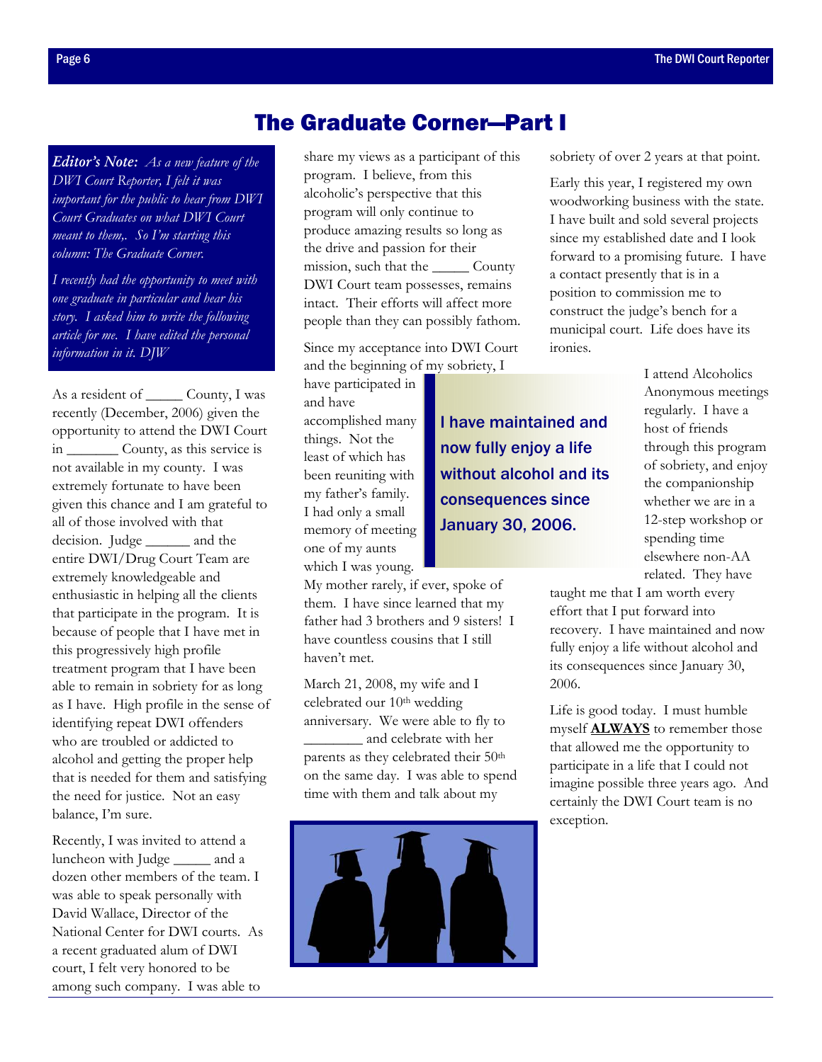# The Graduate Corner—Part I

***Editor's Note:*** *As a new feature of the DWI Court Reporter, I felt it was important for the public to hear from DWI Court Graduates on what DWI Court meant to them,. So I'm starting this column: The Graduate Corner.*

*I recently had the opportunity to meet with one graduate in particular and hear his story. I asked him to write the following article for me. I have edited the personal information in it. DJW*

As a resident of _____ County, I was recently (December, 2006) given the opportunity to attend the DWI Court in _______ County, as this service is not available in my county. I was extremely fortunate to have been given this chance and I am grateful to all of those involved with that decision. Judge ______ and the entire DWI/Drug Court Team are extremely knowledgeable and enthusiastic in helping all the clients that participate in the program. It is because of people that I have met in this progressively high profile treatment program that I have been able to remain in sobriety for as long as I have. High profile in the sense of identifying repeat DWI offenders who are troubled or addicted to alcohol and getting the proper help that is needed for them and satisfying the need for justice. Not an easy balance, I'm sure.

Recently, I was invited to attend a luncheon with Judge _____ and a dozen other members of the team. I was able to speak personally with David Wallace, Director of the National Center for DWI courts. As a recent graduated alum of DWI court, I felt very honored to be among such company. I was able to share my views as a participant of this program. I believe, from this alcoholic's perspective that this program will only continue to produce amazing results so long as the drive and passion for their mission, such that the _____ County DWI Court team possesses, remains intact. Their efforts will affect more people than they can possibly fathom.

Since my acceptance into DWI Court and the beginning of my sobriety, I have participated in and have accomplished many things. Not the least of which has been reuniting with my father's family. I had only a small memory of meeting one of my aunts which I was young. My mother rarely, if ever, spoke of them. I have since learned that my father had 3 brothers and 9 sisters! I have countless cousins that I still haven't met.

**I have maintained and now fully enjoy a life without alcohol and its consequences since January 30, 2006.**

March 21, 2008, my wife and I celebrated our 10th wedding anniversary. We were able to fly to ________ and celebrate with her parents as they celebrated their 50th on the same day. I was able to spend time with them and talk about my sobriety of over 2 years at that point.

Early this year, I registered my own woodworking business with the state. I have built and sold several projects since my established date and I look forward to a promising future. I have a contact presently that is in a position to commission me to construct the judge's bench for a municipal court. Life does have its ironies.

I attend Alcoholics Anonymous meetings regularly. I have a host of friends through this program of sobriety, and enjoy the companionship whether we are in a 12-step workshop or spending time elsewhere non-AA related. They have taught me that I am worth every effort that I put forward into recovery. I have maintained and now fully enjoy a life without alcohol and its consequences since January 30, 2006.

Life is good today. I must humble myself **ALWAYS** to remember those that allowed me the opportunity to participate in a life that I could not imagine possible three years ago. And certainly the DWI Court team is no exception.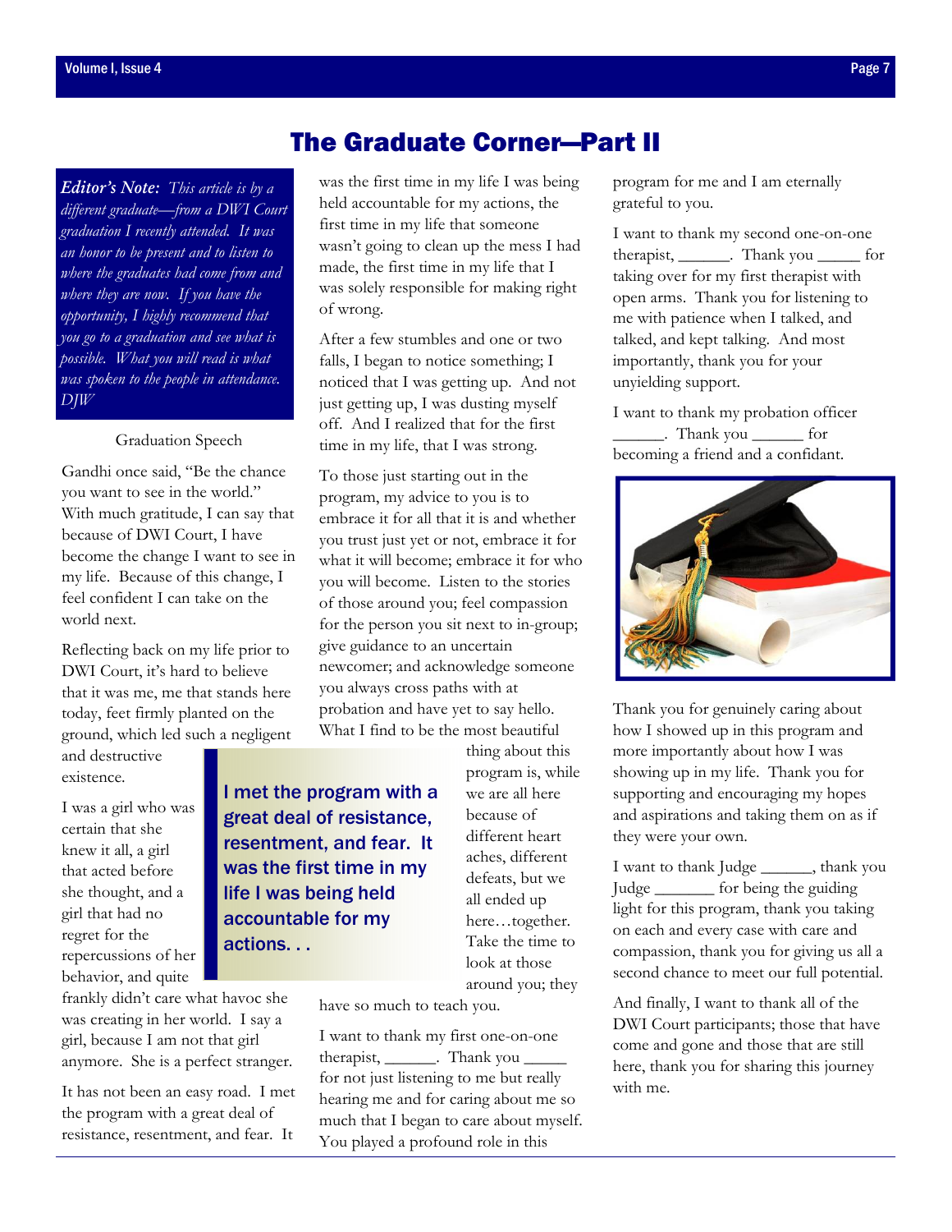# The Graduate Corner—Part II

***Editor's Note:** This article is by a different graduate—from a DWI Court graduation I recently attended. It was an honor to be present and to listen to where the graduates had come from and where they are now. If you have the opportunity, I highly recommend that you go to a graduation and see what is possible. What you will read is what was spoken to the people in attendance. DJW*

Graduation Speech

Gandhi once said, "Be the chance you want to see in the world." With much gratitude, I can say that because of DWI Court, I have become the change I want to see in my life. Because of this change, I feel confident I can take on the world next.

Reflecting back on my life prior to DWI Court, it's hard to believe that it was me, me that stands here today, feet firmly planted on the ground, which led such a negligent and destructive existence.

I was a girl who was certain that she knew it all, a girl that acted before she thought, and a girl that had no regret for the repercussions of her behavior, and quite frankly didn't care what havoc she was creating in her world. I say a girl, because I am not that girl anymore. She is a perfect stranger.

It has not been an easy road. I met the program with a great deal of resistance, resentment, and fear. It was the first time in my life I was being held accountable for my actions, the first time in my life that someone wasn't going to clean up the mess I had made, the first time in my life that I was solely responsible for making right of wrong.

> **I met the program with a great deal of resistance, resentment, and fear. It was the first time in my life I was being held accountable for my actions. . .**

After a few stumbles and one or two falls, I began to notice something; I noticed that I was getting up. And not just getting up, I was dusting myself off. And I realized that for the first time in my life, that I was strong.

To those just starting out in the program, my advice to you is to embrace it for all that it is and whether you trust just yet or not, embrace it for what it will become; embrace it for who you will become. Listen to the stories of those around you; feel compassion for the person you sit next to in-group; give guidance to an uncertain newcomer; and acknowledge someone you always cross paths with at probation and have yet to say hello. What I find to be the most beautiful thing about this program is, while we are all here because of different heart aches, different defeats, but we all ended up here…together. Take the time to look at those around you; they have so much to teach you.

I want to thank my first one-on-one therapist, ______. Thank you _____ for not just listening to me but really hearing me and for caring about me so much that I began to care about myself. You played a profound role in this program for me and I am eternally grateful to you.

I want to thank my second one-on-one therapist, ______. Thank you _____ for taking over for my first therapist with open arms. Thank you for listening to me with patience when I talked, and talked, and kept talking. And most importantly, thank you for your unyielding support.

I want to thank my probation officer ______. Thank you ______ for becoming a friend and a confidant. Thank you for genuinely caring about how I showed up in this program and more importantly about how I was showing up in my life. Thank you for supporting and encouraging my hopes and aspirations and taking them on as if they were your own.

I want to thank Judge ______, thank you Judge _______ for being the guiding light for this program, thank you taking on each and every case with care and compassion, thank you for giving us all a second chance to meet our full potential.

And finally, I want to thank all of the DWI Court participants; those that have come and gone and those that are still here, thank you for sharing this journey with me.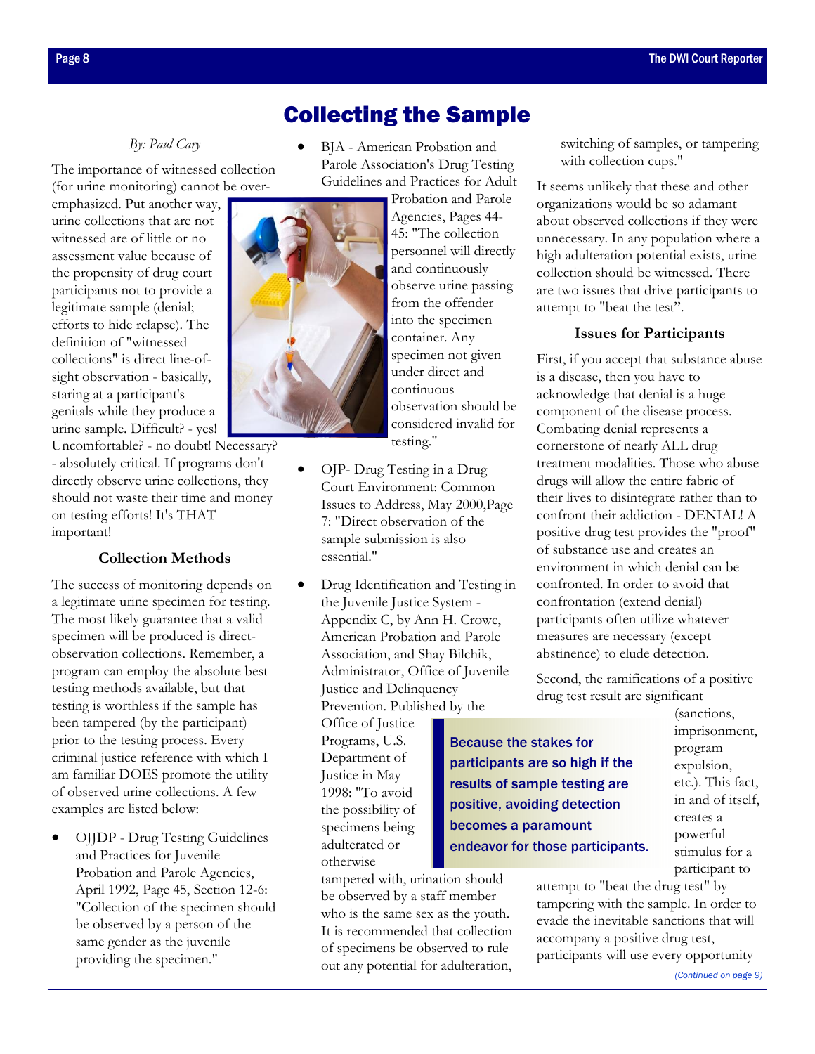# Collecting the Sample

*By: Paul Cary*

The importance of witnessed collection (for urine monitoring) cannot be over-emphasized. Put another way, urine collections that are not witnessed are of little or no assessment value because of the propensity of drug court participants not to provide a legitimate sample (denial; efforts to hide relapse). The definition of "witnessed collections" is direct line-of-sight observation - basically, staring at a participant's genitals while they produce a urine sample. Difficult? - yes! Uncomfortable? - no doubt! Necessary? - absolutely critical. If programs don't directly observe urine collections, they should not waste their time and money on testing efforts! It's THAT important!

### Collection Methods

The success of monitoring depends on a legitimate urine specimen for testing. The most likely guarantee that a valid specimen will be produced is direct-observation collections. Remember, a program can employ the absolute best testing methods available, but that testing is worthless if the sample has been tampered (by the participant) prior to the testing process. Every criminal justice reference with which I am familiar DOES promote the utility of observed urine collections. A few examples are listed below:

- OJJDP - Drug Testing Guidelines and Practices for Juvenile Probation and Parole Agencies, April 1992, Page 45, Section 12-6: "Collection of the specimen should be observed by a person of the same gender as the juvenile providing the specimen."
- BJA - American Probation and Parole Association's Drug Testing Guidelines and Practices for Adult Probation and Parole Agencies, Pages 44-45: "The collection personnel will directly and continuously observe urine passing from the offender into the specimen container. Any specimen not given under direct and continuous observation should be considered invalid for testing."
- OJP- Drug Testing in a Drug Court Environment: Common Issues to Address, May 2000,Page 7: "Direct observation of the sample submission is also essential."
- Drug Identification and Testing in the Juvenile Justice System - Appendix C, by Ann H. Crowe, American Probation and Parole Association, and Shay Bilchik, Administrator, Office of Juvenile Justice and Delinquency Prevention. Published by the Office of Justice Programs, U.S. Department of Justice in May 1998: "To avoid the possibility of specimens being adulterated or otherwise tampered with, urination should be observed by a staff member who is the same sex as the youth. It is recommended that collection of specimens be observed to rule out any potential for adulteration, switching of samples, or tampering with collection cups."

It seems unlikely that these and other organizations would be so adamant about observed collections if they were unnecessary. In any population where a high adulteration potential exists, urine collection should be witnessed. There are two issues that drive participants to attempt to "beat the test".

### Issues for Participants

First, if you accept that substance abuse is a disease, then you have to acknowledge that denial is a huge component of the disease process. Combating denial represents a cornerstone of nearly ALL drug treatment modalities. Those who abuse drugs will allow the entire fabric of their lives to disintegrate rather than to confront their addiction - DENIAL! A positive drug test provides the "proof" of substance use and creates an environment in which denial can be confronted. In order to avoid that confrontation (extend denial) participants often utilize whatever measures are necessary (except abstinence) to elude detection.

Second, the ramifications of a positive drug test result are significant (sanctions, imprisonment, program expulsion, etc.). This fact, in and of itself, creates a powerful stimulus for a participant to attempt to "beat the drug test" by tampering with the sample. In order to evade the inevitable sanctions that will accompany a positive drug test, participants will use every opportunity

> **Because the stakes for participants are so high if the results of sample testing are positive, avoiding detection becomes a paramount endeavor for those participants.**

*(Continued on page 9)*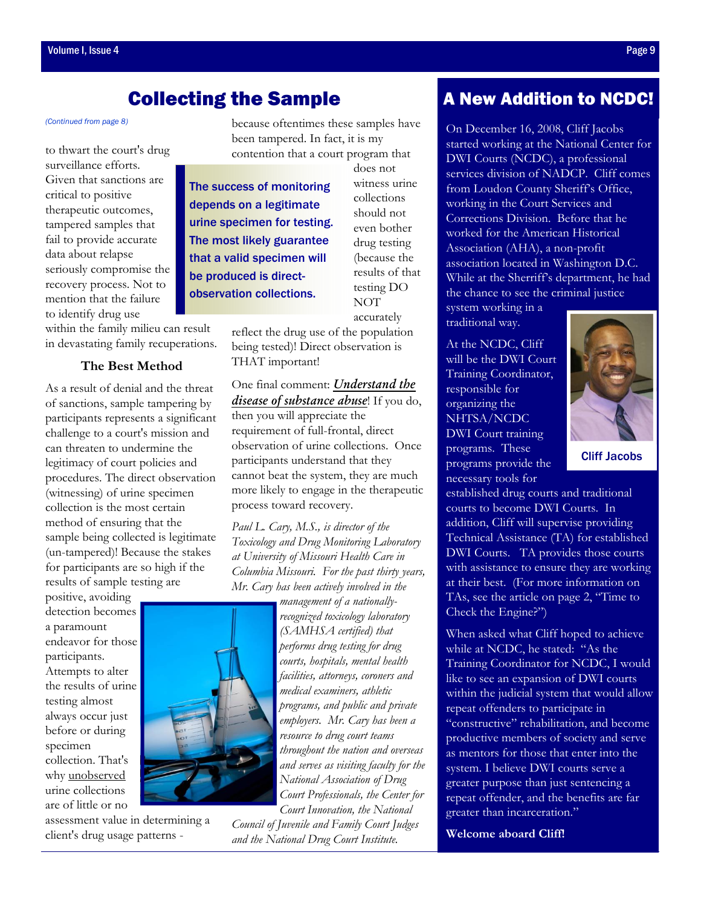## Collecting the Sample

*(Continued from page 8)*

to thwart the court's drug surveillance efforts. Given that sanctions are critical to positive therapeutic outcomes, tampered samples that fail to provide accurate data about relapse seriously compromise the recovery process. Not to mention that the failure to identify drug use within the family milieu can result in devastating family recuperations.

### The Best Method

As a result of denial and the threat of sanctions, sample tampering by participants represents a significant challenge to a court's mission and can threaten to undermine the legitimacy of court policies and procedures. The direct observation (witnessing) of urine specimen collection is the most certain method of ensuring that the sample being collected is legitimate (un-tampered)! Because the stakes for participants are so high if the results of sample testing are positive, avoiding detection becomes a paramount endeavor for those participants. Attempts to alter the results of urine testing almost always occur just before or during specimen collection. That's why unobserved urine collections are of little or no assessment value in determining a client's drug usage patterns - because oftentimes these samples have been tampered. In fact, it is my contention that a court program that does not witness urine collections should not even bother drug testing (because the results of that testing DO NOT accurately reflect the drug use of the population being tested)! Direct observation is THAT important!

**The success of monitoring depends on a legitimate urine specimen for testing. The most likely guarantee that a valid specimen will be produced is direct-observation collections.**

One final comment: ***Understand the disease of substance abuse***! If you do, then you will appreciate the requirement of full-frontal, direct observation of urine collections. Once participants understand that they cannot beat the system, they are much more likely to engage in the therapeutic process toward recovery.

*Paul L. Cary, M.S., is director of the Toxicology and Drug Monitoring Laboratory at University of Missouri Health Care in Columbia Missouri. For the past thirty years, Mr. Cary has been actively involved in the management of a nationally-recognized toxicology laboratory (SAMHSA certified) that performs drug testing for drug courts, hospitals, mental health facilities, attorneys, coroners and medical examiners, athletic programs, and public and private employers. Mr. Cary has been a resource to drug court teams throughout the nation and overseas and serves as visiting faculty for the National Association of Drug Court Professionals, the Center for Court Innovation, the National Council of Juvenile and Family Court Judges and the National Drug Court Institute.*

## A New Addition to NCDC!

On December 16, 2008, Cliff Jacobs started working at the National Center for DWI Courts (NCDC), a professional services division of NADCP. Cliff comes from Loudon County Sheriff's Office, working in the Court Services and Corrections Division. Before that he worked for the American Historical Association (AHA), a non-profit association located in Washington D.C. While at the Sherriff's department, he had the chance to see the criminal justice system working in a traditional way.

Cliff Jacobs

At the NCDC, Cliff will be the DWI Court Training Coordinator, responsible for organizing the NHTSA/NCDC DWI Court training programs. These programs provide the necessary tools for established drug courts and traditional courts to become DWI Courts. In addition, Cliff will supervise providing Technical Assistance (TA) for established DWI Courts. TA provides those courts with assistance to ensure they are working at their best. (For more information on TAs, see the article on page 2, "Time to Check the Engine?")

When asked what Cliff hoped to achieve while at NCDC, he stated: "As the Training Coordinator for NCDC, I would like to see an expansion of DWI courts within the judicial system that would allow repeat offenders to participate in "constructive" rehabilitation, and become productive members of society and serve as mentors for those that enter into the system. I believe DWI courts serve a greater purpose than just sentencing a repeat offender, and the benefits are far greater than incarceration."

**Welcome aboard Cliff!**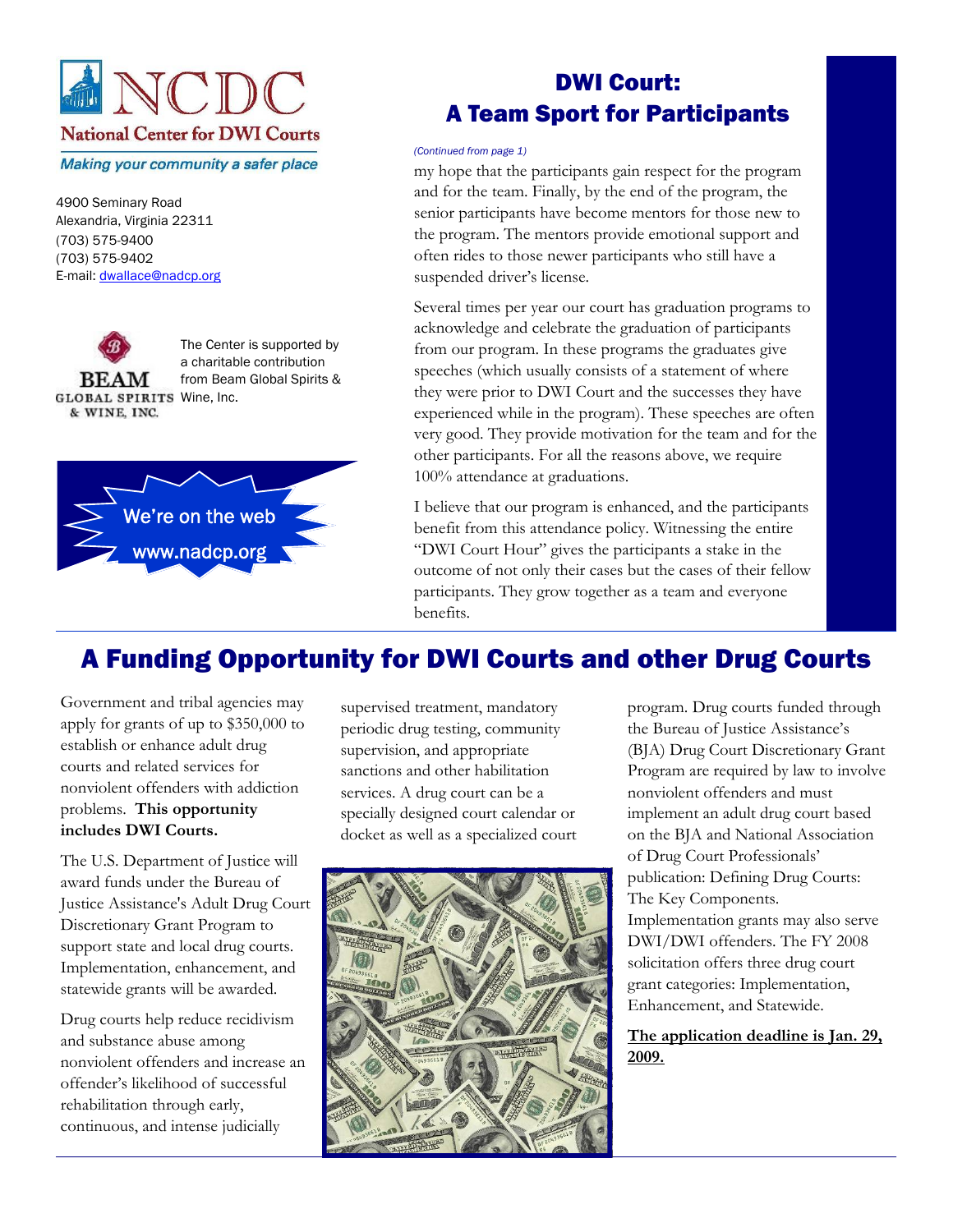# NCDC

**National Center for DWI Courts**

*Making your community a safer place*

4900 Seminary Road
Alexandria, Virginia 22311
(703) 575-9400
(703) 575-9402
E-mail: dwallace@nadcp.org

BEAM GLOBAL SPIRITS & WINE, INC.

The Center is supported by a charitable contribution from Beam Global Spirits & Wine, Inc.

We're on the web
www.nadcp.org

## DWI Court: A Team Sport for Participants

*(Continued from page 1)*

my hope that the participants gain respect for the program and for the team. Finally, by the end of the program, the senior participants have become mentors for those new to the program. The mentors provide emotional support and often rides to those newer participants who still have a suspended driver's license.

Several times per year our court has graduation programs to acknowledge and celebrate the graduation of participants from our program. In these programs the graduates give speeches (which usually consists of a statement of where they were prior to DWI Court and the successes they have experienced while in the program). These speeches are often very good. They provide motivation for the team and for the other participants. For all the reasons above, we require 100% attendance at graduations.

I believe that our program is enhanced, and the participants benefit from this attendance policy. Witnessing the entire "DWI Court Hour" gives the participants a stake in the outcome of not only their cases but the cases of their fellow participants. They grow together as a team and everyone benefits.

## A Funding Opportunity for DWI Courts and other Drug Courts

Government and tribal agencies may apply for grants of up to $350,000 to establish or enhance adult drug courts and related services for nonviolent offenders with addiction problems. **This opportunity includes DWI Courts.**

The U.S. Department of Justice will award funds under the Bureau of Justice Assistance's Adult Drug Court Discretionary Grant Program to support state and local drug courts. Implementation, enhancement, and statewide grants will be awarded.

Drug courts help reduce recidivism and substance abuse among nonviolent offenders and increase an offender's likelihood of successful rehabilitation through early, continuous, and intense judicially supervised treatment, mandatory periodic drug testing, community supervision, and appropriate sanctions and other habilitation services. A drug court can be a specially designed court calendar or docket as well as a specialized court program. Drug courts funded through the Bureau of Justice Assistance's (BJA) Drug Court Discretionary Grant Program are required by law to involve nonviolent offenders and must implement an adult drug court based on the BJA and National Association of Drug Court Professionals' publication: Defining Drug Courts: The Key Components. Implementation grants may also serve DWI/DWI offenders. The FY 2008 solicitation offers three drug court grant categories: Implementation, Enhancement, and Statewide.

**The application deadline is Jan. 29, 2009.**